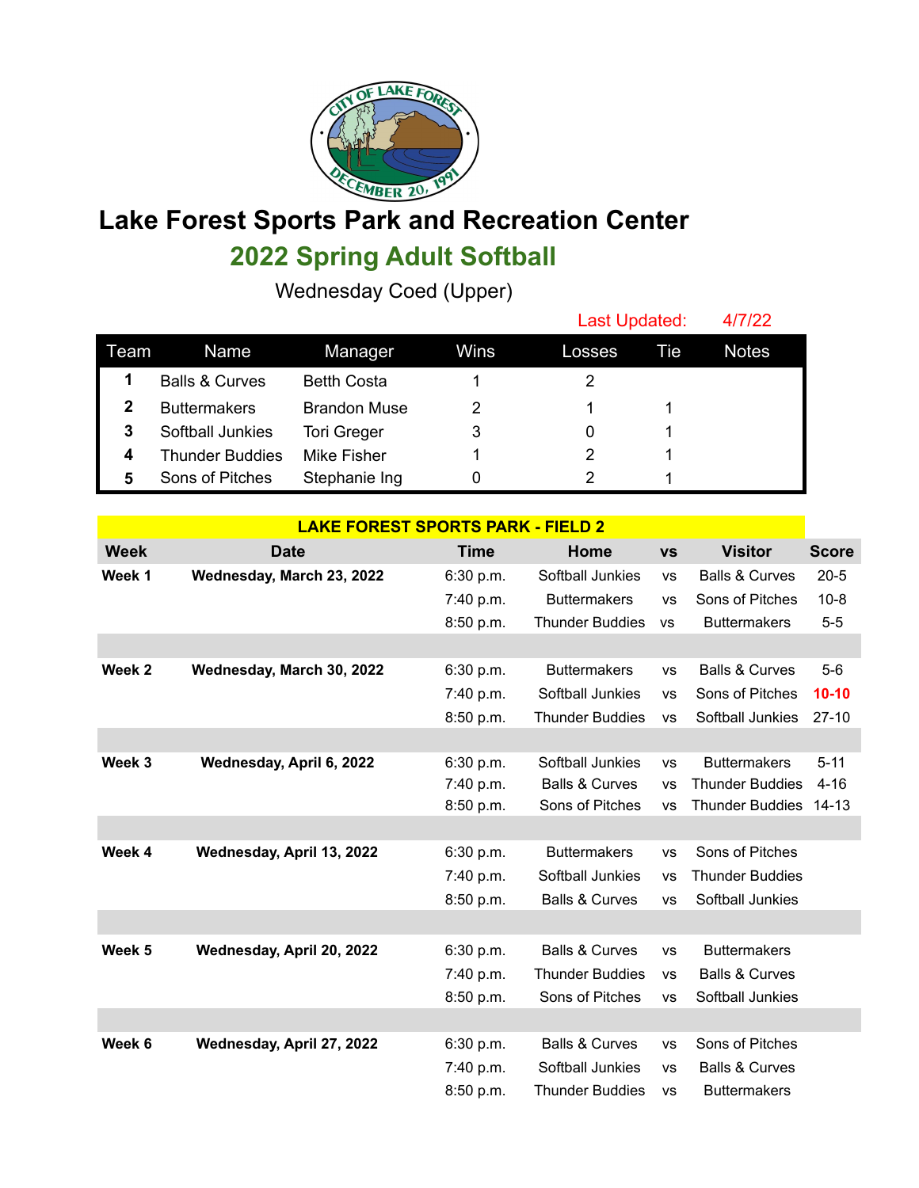# Lake Forest Sports Park and Recreation Center

## 2022 Spring Adult Softball

Wednesday Coed (Upper)

Last Updated: 4/7/22

| Team | Name | Manager | Wins | Losses | Tie | Notes |
|---|---|---|---|---|---|---|
| 1 | Balls & Curves | Betth Costa | 1 | 2 | | |
| 2 | Buttermakers | Brandon Muse | 2 | 1 | 1 | |
| 3 | Softball Junkies | Tori Greger | 3 | 0 | 1 | |
| 4 | Thunder Buddies | Mike Fisher | 1 | 2 | 1 | |
| 5 | Sons of Pitches | Stephanie Ing | 0 | 2 | 1 | |

**LAKE FOREST SPORTS PARK - FIELD 2**

| Week | Date | Time | Home | vs | Visitor | Score |
|---|---|---|---|---|---|---|
| **Week 1** | **Wednesday, March 23, 2022** | 6:30 p.m. | Softball Junkies | vs | Balls & Curves | 20-5 |
| | | 7:40 p.m. | Buttermakers | vs | Sons of Pitches | 10-8 |
| | | 8:50 p.m. | Thunder Buddies | vs | Buttermakers | 5-5 |
| **Week 2** | **Wednesday, March 30, 2022** | 6:30 p.m. | Buttermakers | vs | Balls & Curves | 5-6 |
| | | 7:40 p.m. | Softball Junkies | vs | Sons of Pitches | 10-10 |
| | | 8:50 p.m. | Thunder Buddies | vs | Softball Junkies | 27-10 |
| **Week 3** | **Wednesday, April 6, 2022** | 6:30 p.m. | Softball Junkies | vs | Buttermakers | 5-11 |
| | | 7:40 p.m. | Balls & Curves | vs | Thunder Buddies | 4-16 |
| | | 8:50 p.m. | Sons of Pitches | vs | Thunder Buddies | 14-13 |
| **Week 4** | **Wednesday, April 13, 2022** | 6:30 p.m. | Buttermakers | vs | Sons of Pitches | |
| | | 7:40 p.m. | Softball Junkies | vs | Thunder Buddies | |
| | | 8:50 p.m. | Balls & Curves | vs | Softball Junkies | |
| **Week 5** | **Wednesday, April 20, 2022** | 6:30 p.m. | Balls & Curves | vs | Buttermakers | |
| | | 7:40 p.m. | Thunder Buddies | vs | Balls & Curves | |
| | | 8:50 p.m. | Sons of Pitches | vs | Softball Junkies | |
| **Week 6** | **Wednesday, April 27, 2022** | 6:30 p.m. | Balls & Curves | vs | Sons of Pitches | |
| | | 7:40 p.m. | Softball Junkies | vs | Balls & Curves | |
| | | 8:50 p.m. | Thunder Buddies | vs | Buttermakers | |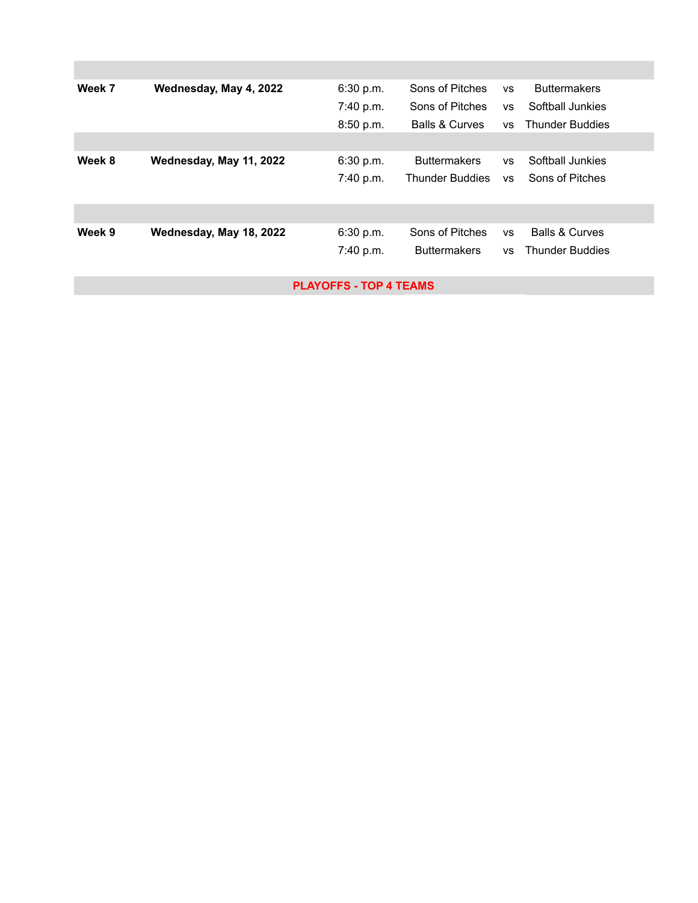| | | | | | |
|---|---|---|---|---|---|
| **Week 7** | **Wednesday, May 4, 2022** | 6:30 p.m. | Sons of Pitches | vs | Buttermakers |
| | | 7:40 p.m. | Sons of Pitches | vs | Softball Junkies |
| | | 8:50 p.m. | Balls & Curves | vs | Thunder Buddies |
| **Week 8** | **Wednesday, May 11, 2022** | 6:30 p.m. | Buttermakers | vs | Softball Junkies |
| | | 7:40 p.m. | Thunder Buddies | vs | Sons of Pitches |
| **Week 9** | **Wednesday, May 18, 2022** | 6:30 p.m. | Sons of Pitches | vs | Balls & Curves |
| | | 7:40 p.m. | Buttermakers | vs | Thunder Buddies |

**PLAYOFFS - TOP 4 TEAMS**